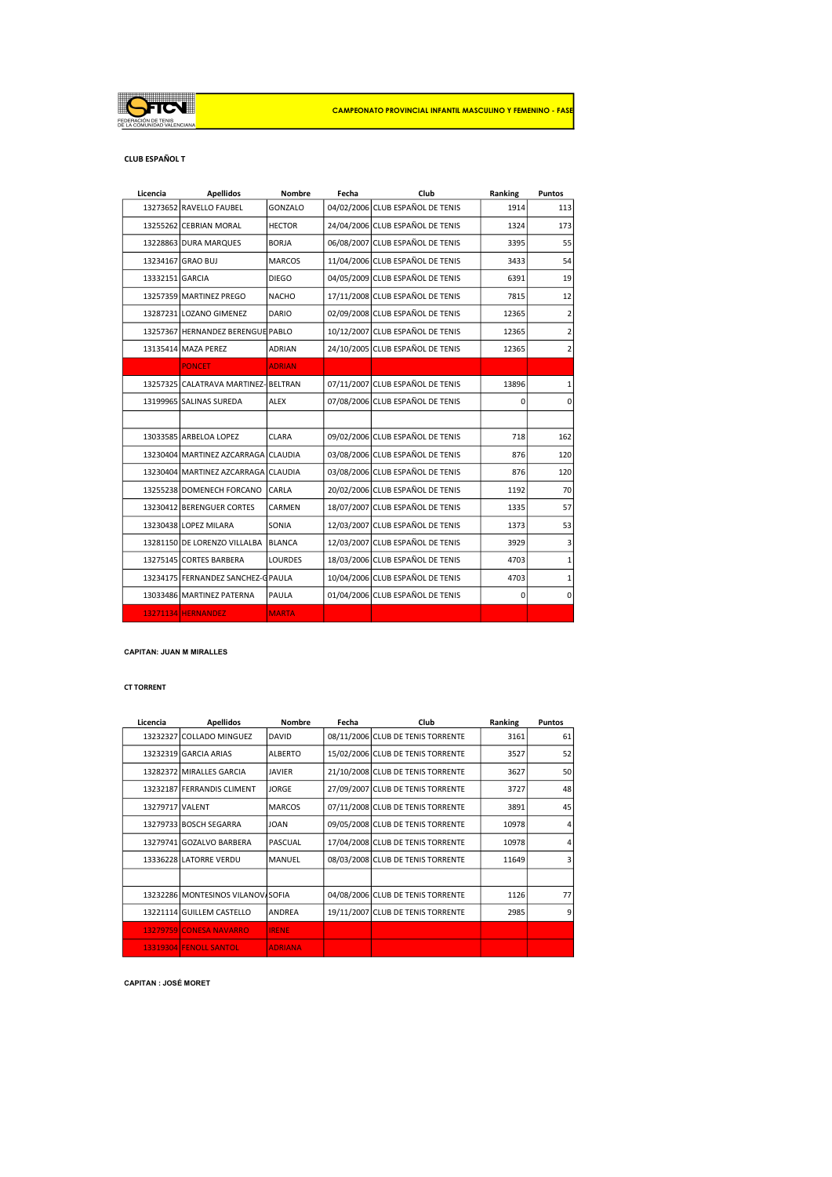FEDERACIÓN DE TENIS DE LA COMUNIDAD VALENCIANA

**CAMPEONATO PROVINCIAL INFANTIL MASCULINO Y FEMENINO - FASE**

**CLUB ESPAÑOL T**

| Licencia | Apellidos | Nombre | Fecha | Club | Ranking | Puntos |
|---|---|---|---|---|---|---|
| 13273652 | RAVELLO FAUBEL | GONZALO | 04/02/2006 | CLUB ESPAÑOL DE TENIS | 1914 | 113 |
| 13255262 | CEBRIAN MORAL | HECTOR | 24/04/2006 | CLUB ESPAÑOL DE TENIS | 1324 | 173 |
| 13228863 | DURA MARQUES | BORJA | 06/08/2007 | CLUB ESPAÑOL DE TENIS | 3395 | 55 |
| 13234167 | GRAO BUJ | MARCOS | 11/04/2006 | CLUB ESPAÑOL DE TENIS | 3433 | 54 |
| 13332151 | GARCIA | DIEGO | 04/05/2009 | CLUB ESPAÑOL DE TENIS | 6391 | 19 |
| 13257359 | MARTINEZ PREGO | NACHO | 17/11/2008 | CLUB ESPAÑOL DE TENIS | 7815 | 12 |
| 13287231 | LOZANO GIMENEZ | DARIO | 02/09/2008 | CLUB ESPAÑOL DE TENIS | 12365 | 2 |
| 13257367 | HERNANDEZ BERENGUE | PABLO | 10/12/2007 | CLUB ESPAÑOL DE TENIS | 12365 | 2 |
| 13135414 | MAZA PEREZ | ADRIAN | 24/10/2005 | CLUB ESPAÑOL DE TENIS | 12365 | 2 |
| | PONCET | ADRIAN | | | | |
| 13257325 | CALATRAVA MARTINEZ- | BELTRAN | 07/11/2007 | CLUB ESPAÑOL DE TENIS | 13896 | 1 |
| 13199965 | SALINAS SUREDA | ALEX | 07/08/2006 | CLUB ESPAÑOL DE TENIS | 0 | 0 |
| | | | | | | |
| 13033585 | ARBELOA LOPEZ | CLARA | 09/02/2006 | CLUB ESPAÑOL DE TENIS | 718 | 162 |
| 13230404 | MARTINEZ AZCARRAGA | CLAUDIA | 03/08/2006 | CLUB ESPAÑOL DE TENIS | 876 | 120 |
| 13230404 | MARTINEZ AZCARRAGA | CLAUDIA | 03/08/2006 | CLUB ESPAÑOL DE TENIS | 876 | 120 |
| 13255238 | DOMENECH FORCANO | CARLA | 20/02/2006 | CLUB ESPAÑOL DE TENIS | 1192 | 70 |
| 13230412 | BERENGUER CORTES | CARMEN | 18/07/2007 | CLUB ESPAÑOL DE TENIS | 1335 | 57 |
| 13230438 | LOPEZ MILARA | SONIA | 12/03/2007 | CLUB ESPAÑOL DE TENIS | 1373 | 53 |
| 13281150 | DE LORENZO VILLALBA | BLANCA | 12/03/2007 | CLUB ESPAÑOL DE TENIS | 3929 | 3 |
| 13275145 | CORTES BARBERA | LOURDES | 18/03/2006 | CLUB ESPAÑOL DE TENIS | 4703 | 1 |
| 13234175 | FERNANDEZ SANCHEZ-G | PAULA | 10/04/2006 | CLUB ESPAÑOL DE TENIS | 4703 | 1 |
| 13033486 | MARTINEZ PATERNA | PAULA | 01/04/2006 | CLUB ESPAÑOL DE TENIS | 0 | 0 |
| 13271134 | HERNANDEZ | MARTA | | | | |

**CAPITAN: JUAN M MIRALLES**

**CT TORRENT**

| Licencia | Apellidos | Nombre | Fecha | Club | Ranking | Puntos |
|---|---|---|---|---|---|---|
| 13232327 | COLLADO MINGUEZ | DAVID | 08/11/2006 | CLUB DE TENIS TORRENTE | 3161 | 61 |
| 13232319 | GARCIA ARIAS | ALBERTO | 15/02/2006 | CLUB DE TENIS TORRENTE | 3527 | 52 |
| 13282372 | MIRALLES GARCIA | JAVIER | 21/10/2008 | CLUB DE TENIS TORRENTE | 3627 | 50 |
| 13232187 | FERRANDIS CLIMENT | JORGE | 27/09/2007 | CLUB DE TENIS TORRENTE | 3727 | 48 |
| 13279717 | VALENT | MARCOS | 07/11/2008 | CLUB DE TENIS TORRENTE | 3891 | 45 |
| 13279733 | BOSCH SEGARRA | JOAN | 09/05/2008 | CLUB DE TENIS TORRENTE | 10978 | 4 |
| 13279741 | GOZALVO BARBERA | PASCUAL | 17/04/2008 | CLUB DE TENIS TORRENTE | 10978 | 4 |
| 13336228 | LATORRE VERDU | MANUEL | 08/03/2008 | CLUB DE TENIS TORRENTE | 11649 | 3 |
| | | | | | | |
| 13232286 | MONTESINOS VILANOV | SOFIA | 04/08/2006 | CLUB DE TENIS TORRENTE | 1126 | 77 |
| 13221114 | GUILLEM CASTELLO | ANDREA | 19/11/2007 | CLUB DE TENIS TORRENTE | 2985 | 9 |
| 13279759 | CONESA NAVARRO | IRENE | | | | |
| 13319304 | FENOLL SANTOL | ADRIANA | | | | |

**CAPITAN : JOSÉ MORET**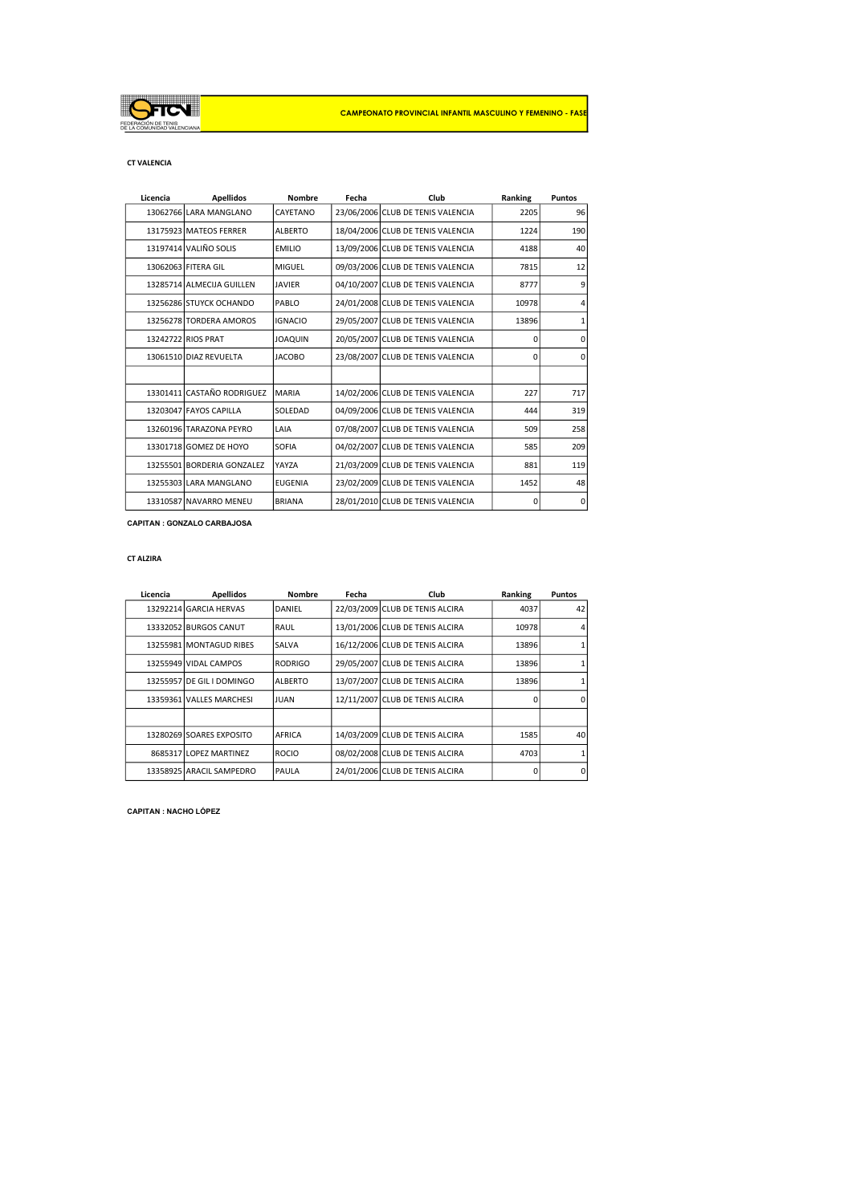FEDERACIÓN DE TENIS DE LA COMUNIDAD VALENCIANA

**CAMPEONATO PROVINCIAL INFANTIL MASCULINO Y FEMENINO - FASE**

**CT VALENCIA**

| Licencia | Apellidos | Nombre | Fecha | Club | Ranking | Puntos |
|---|---|---|---|---|---|---|
| 13062766 | LARA MANGLANO | CAYETANO | 23/06/2006 | CLUB DE TENIS VALENCIA | 2205 | 96 |
| 13175923 | MATEOS FERRER | ALBERTO | 18/04/2006 | CLUB DE TENIS VALENCIA | 1224 | 190 |
| 13197414 | VALIÑO SOLIS | EMILIO | 13/09/2006 | CLUB DE TENIS VALENCIA | 4188 | 40 |
| 13062063 | FITERA GIL | MIGUEL | 09/03/2006 | CLUB DE TENIS VALENCIA | 7815 | 12 |
| 13285714 | ALMECIJA GUILLEN | JAVIER | 04/10/2007 | CLUB DE TENIS VALENCIA | 8777 | 9 |
| 13256286 | STUYCK OCHANDO | PABLO | 24/01/2008 | CLUB DE TENIS VALENCIA | 10978 | 4 |
| 13256278 | TORDERA AMOROS | IGNACIO | 29/05/2007 | CLUB DE TENIS VALENCIA | 13896 | 1 |
| 13242722 | RIOS PRAT | JOAQUIN | 20/05/2007 | CLUB DE TENIS VALENCIA | 0 | 0 |
| 13061510 | DIAZ REVUELTA | JACOBO | 23/08/2007 | CLUB DE TENIS VALENCIA | 0 | 0 |
| | | | | | | |
| 13301411 | CASTAÑO RODRIGUEZ | MARIA | 14/02/2006 | CLUB DE TENIS VALENCIA | 227 | 717 |
| 13203047 | FAYOS CAPILLA | SOLEDAD | 04/09/2006 | CLUB DE TENIS VALENCIA | 444 | 319 |
| 13260196 | TARAZONA PEYRO | LAIA | 07/08/2007 | CLUB DE TENIS VALENCIA | 509 | 258 |
| 13301718 | GOMEZ DE HOYO | SOFIA | 04/02/2007 | CLUB DE TENIS VALENCIA | 585 | 209 |
| 13255501 | BORDERIA GONZALEZ | YAYZA | 21/03/2009 | CLUB DE TENIS VALENCIA | 881 | 119 |
| 13255303 | LARA MANGLANO | EUGENIA | 23/02/2009 | CLUB DE TENIS VALENCIA | 1452 | 48 |
| 13310587 | NAVARRO MENEU | BRIANA | 28/01/2010 | CLUB DE TENIS VALENCIA | 0 | 0 |

**CAPITAN : GONZALO CARBAJOSA**

**CT ALZIRA**

| Licencia | Apellidos | Nombre | Fecha | Club | Ranking | Puntos |
|---|---|---|---|---|---|---|
| 13292214 | GARCIA HERVAS | DANIEL | 22/03/2009 | CLUB DE TENIS ALCIRA | 4037 | 42 |
| 13332052 | BURGOS CANUT | RAUL | 13/01/2006 | CLUB DE TENIS ALCIRA | 10978 | 4 |
| 13255981 | MONTAGUD RIBES | SALVA | 16/12/2006 | CLUB DE TENIS ALCIRA | 13896 | 1 |
| 13255949 | VIDAL CAMPOS | RODRIGO | 29/05/2007 | CLUB DE TENIS ALCIRA | 13896 | 1 |
| 13255957 | DE GIL I DOMINGO | ALBERTO | 13/07/2007 | CLUB DE TENIS ALCIRA | 13896 | 1 |
| 13359361 | VALLES MARCHESI | JUAN | 12/11/2007 | CLUB DE TENIS ALCIRA | 0 | 0 |
| | | | | | | |
| 13280269 | SOARES EXPOSITO | AFRICA | 14/03/2009 | CLUB DE TENIS ALCIRA | 1585 | 40 |
| 8685317 | LOPEZ MARTINEZ | ROCIO | 08/02/2008 | CLUB DE TENIS ALCIRA | 4703 | 1 |
| 13358925 | ARACIL SAMPEDRO | PAULA | 24/01/2006 | CLUB DE TENIS ALCIRA | 0 | 0 |

**CAPITAN : NACHO LÓPEZ**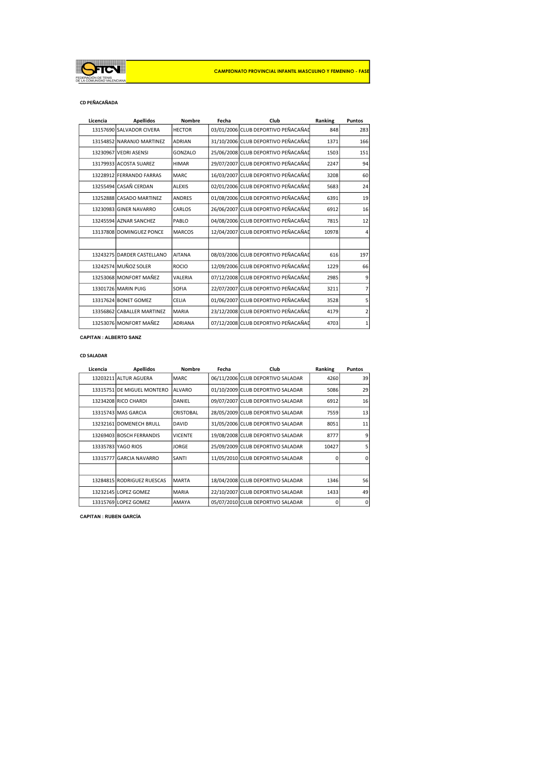FEDERACIÓN DE TENIS DE LA COMUNIDAD VALENCIANA

**CAMPEONATO PROVINCIAL INFANTIL MASCULINO Y FEMENINO - FASE**

**CD PEÑACAÑADA**

| Licencia | Apellidos | Nombre | Fecha | Club | Ranking | Puntos |
|---|---|---|---|---|---|---|
| 13157690 | SALVADOR CIVERA | HECTOR | 03/01/2006 | CLUB DEPORTIVO PEÑACAÑAD | 848 | 283 |
| 13154852 | NARANJO MARTINEZ | ADRIAN | 31/10/2006 | CLUB DEPORTIVO PEÑACAÑAD | 1371 | 166 |
| 13230967 | VEDRI ASENSI | GONZALO | 25/06/2008 | CLUB DEPORTIVO PEÑACAÑAD | 1503 | 151 |
| 13179933 | ACOSTA SUAREZ | HIMAR | 29/07/2007 | CLUB DEPORTIVO PEÑACAÑAD | 2247 | 94 |
| 13228912 | FERRANDO FARRAS | MARC | 16/03/2007 | CLUB DEPORTIVO PEÑACAÑAD | 3208 | 60 |
| 13255494 | CASAÑ CERDAN | ALEXIS | 02/01/2006 | CLUB DEPORTIVO PEÑACAÑAD | 5683 | 24 |
| 13252888 | CASADO MARTINEZ | ANDRES | 01/08/2006 | CLUB DEPORTIVO PEÑACAÑAD | 6391 | 19 |
| 13230983 | GINER NAVARRO | CARLOS | 26/06/2007 | CLUB DEPORTIVO PEÑACAÑAD | 6912 | 16 |
| 13245594 | AZNAR SANCHEZ | PABLO | 04/08/2006 | CLUB DEPORTIVO PEÑACAÑAD | 7815 | 12 |
| 13137808 | DOMINGUEZ PONCE | MARCOS | 12/04/2007 | CLUB DEPORTIVO PEÑACAÑAD | 10978 | 4 |
| | | | | | | |
| 13243275 | DARDER CASTELLANO | AITANA | 08/03/2006 | CLUB DEPORTIVO PEÑACAÑAD | 616 | 197 |
| 13242574 | MUÑOZ SOLER | ROCIO | 12/09/2006 | CLUB DEPORTIVO PEÑACAÑAD | 1229 | 66 |
| 13253068 | MONFORT MAÑEZ | VALERIA | 07/12/2008 | CLUB DEPORTIVO PEÑACAÑAD | 2985 | 9 |
| 13301726 | MARIN PUIG | SOFIA | 22/07/2007 | CLUB DEPORTIVO PEÑACAÑAD | 3211 | 7 |
| 13317624 | BONET GOMEZ | CELIA | 01/06/2007 | CLUB DEPORTIVO PEÑACAÑAD | 3528 | 5 |
| 13356862 | CABALLER MARTINEZ | MARIA | 23/12/2008 | CLUB DEPORTIVO PEÑACAÑAD | 4179 | 2 |
| 13253076 | MONFORT MAÑEZ | ADRIANA | 07/12/2008 | CLUB DEPORTIVO PEÑACAÑAD | 4703 | 1 |

**CAPITAN : ALBERTO SANZ**

**CD SALADAR**

| Licencia | Apellidos | Nombre | Fecha | Club | Ranking | Puntos |
|---|---|---|---|---|---|---|
| 13203211 | ALTUR AGUERA | MARC | 06/11/2006 | CLUB DEPORTIVO SALADAR | 4260 | 39 |
| 13315751 | DE MIGUEL MONTERO | ALVARO | 01/10/2009 | CLUB DEPORTIVO SALADAR | 5086 | 29 |
| 13234208 | RICO CHARDI | DANIEL | 09/07/2007 | CLUB DEPORTIVO SALADAR | 6912 | 16 |
| 13315743 | MAS GARCIA | CRISTOBAL | 28/05/2009 | CLUB DEPORTIVO SALADAR | 7559 | 13 |
| 13232161 | DOMENECH BRULL | DAVID | 31/05/2006 | CLUB DEPORTIVO SALADAR | 8051 | 11 |
| 13269403 | BOSCH FERRANDIS | VICENTE | 19/08/2008 | CLUB DEPORTIVO SALADAR | 8777 | 9 |
| 13335783 | YAGO RIOS | JORGE | 25/09/2009 | CLUB DEPORTIVO SALADAR | 10427 | 5 |
| 13315777 | GARCIA NAVARRO | SANTI | 11/05/2010 | CLUB DEPORTIVO SALADAR | 0 | 0 |
| | | | | | | |
| 13284815 | RODRIGUEZ RUESCAS | MARTA | 18/04/2008 | CLUB DEPORTIVO SALADAR | 1346 | 56 |
| 13232145 | LOPEZ GOMEZ | MARIA | 22/10/2007 | CLUB DEPORTIVO SALADAR | 1433 | 49 |
| 13315769 | LOPEZ GOMEZ | AMAYA | 05/07/2010 | CLUB DEPORTIVO SALADAR | 0 | 0 |

**CAPITAN : RUBEN GARCÍA**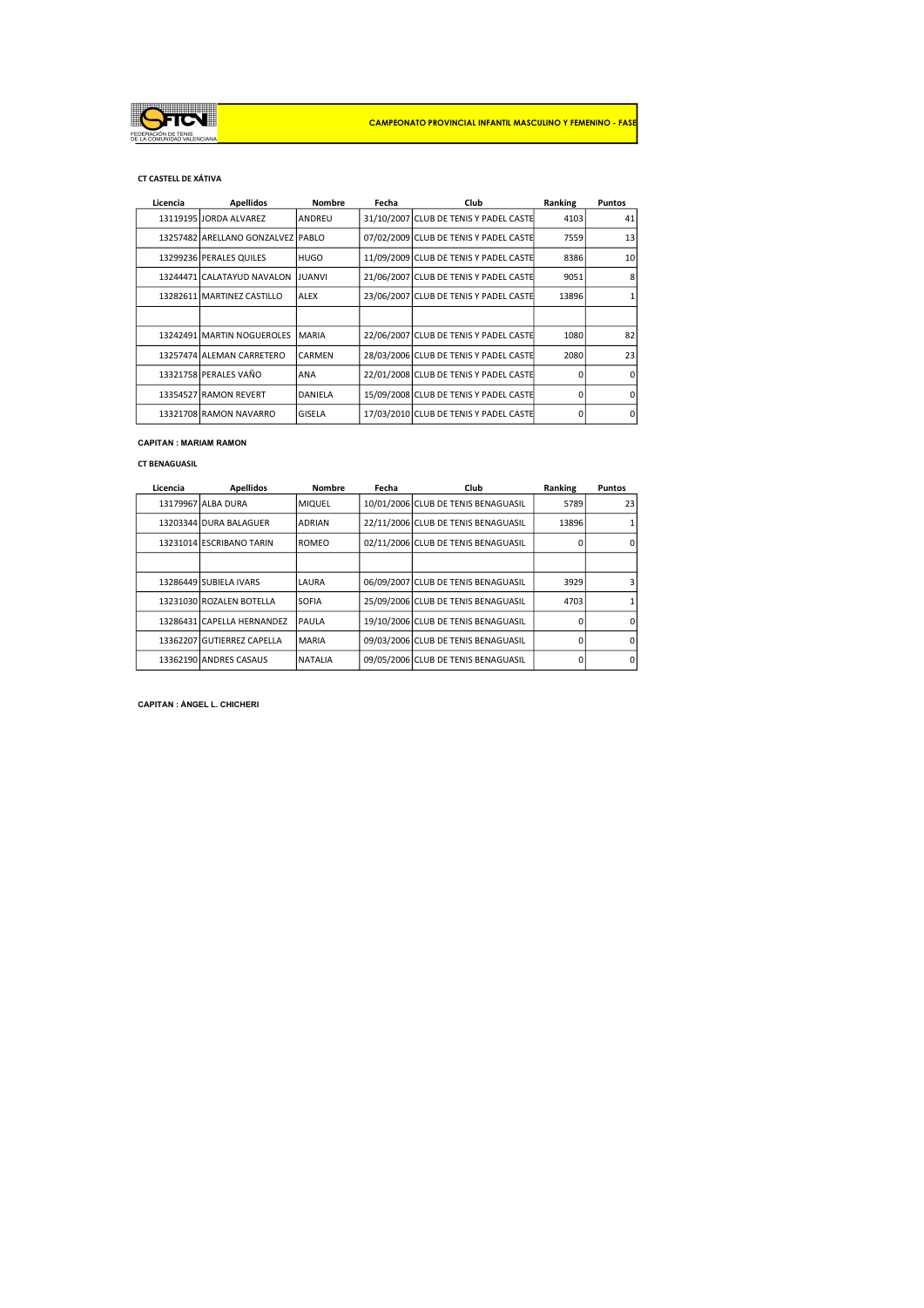FEDERACIÓN DE TENIS DE LA COMUNIDAD VALENCIANA

**CAMPEONATO PROVINCIAL INFANTIL MASCULINO Y FEMENINO - FASE**

**CT CASTELL DE XÁTIVA**

| Licencia | Apellidos | Nombre | Fecha | Club | Ranking | Puntos |
|---|---|---|---|---|---|---|
| 13119195 | JORDA ALVAREZ | ANDREU | 31/10/2007 | CLUB DE TENIS Y PADEL CASTE | 4103 | 41 |
| 13257482 | ARELLANO GONZALVEZ | PABLO | 07/02/2009 | CLUB DE TENIS Y PADEL CASTE | 7559 | 13 |
| 13299236 | PERALES QUILES | HUGO | 11/09/2009 | CLUB DE TENIS Y PADEL CASTE | 8386 | 10 |
| 13244471 | CALATAYUD NAVALON | JUANVI | 21/06/2007 | CLUB DE TENIS Y PADEL CASTE | 9051 | 8 |
| 13282611 | MARTINEZ CASTILLO | ALEX | 23/06/2007 | CLUB DE TENIS Y PADEL CASTE | 13896 | 1 |
| | | | | | | |
| 13242491 | MARTIN NOGUEROLES | MARIA | 22/06/2007 | CLUB DE TENIS Y PADEL CASTE | 1080 | 82 |
| 13257474 | ALEMAN CARRETERO | CARMEN | 28/03/2006 | CLUB DE TENIS Y PADEL CASTE | 2080 | 23 |
| 13321758 | PERALES VAÑO | ANA | 22/01/2008 | CLUB DE TENIS Y PADEL CASTE | 0 | 0 |
| 13354527 | RAMON REVERT | DANIELA | 15/09/2008 | CLUB DE TENIS Y PADEL CASTE | 0 | 0 |
| 13321708 | RAMON NAVARRO | GISELA | 17/03/2010 | CLUB DE TENIS Y PADEL CASTE | 0 | 0 |

**CAPITAN : MARIAM RAMON**

**CT BENAGUASIL**

| Licencia | Apellidos | Nombre | Fecha | Club | Ranking | Puntos |
|---|---|---|---|---|---|---|
| 13179967 | ALBA DURA | MIQUEL | 10/01/2006 | CLUB DE TENIS BENAGUASIL | 5789 | 23 |
| 13203344 | DURA BALAGUER | ADRIAN | 22/11/2006 | CLUB DE TENIS BENAGUASIL | 13896 | 1 |
| 13231014 | ESCRIBANO TARIN | ROMEO | 02/11/2006 | CLUB DE TENIS BENAGUASIL | 0 | 0 |
| | | | | | | |
| 13286449 | SUBIELA IVARS | LAURA | 06/09/2007 | CLUB DE TENIS BENAGUASIL | 3929 | 3 |
| 13231030 | ROZALEN BOTELLA | SOFIA | 25/09/2006 | CLUB DE TENIS BENAGUASIL | 4703 | 1 |
| 13286431 | CAPELLA HERNANDEZ | PAULA | 19/10/2006 | CLUB DE TENIS BENAGUASIL | 0 | 0 |
| 13362207 | GUTIERREZ CAPELLA | MARIA | 09/03/2006 | CLUB DE TENIS BENAGUASIL | 0 | 0 |
| 13362190 | ANDRES CASAUS | NATALIA | 09/05/2006 | CLUB DE TENIS BENAGUASIL | 0 | 0 |

**CAPITAN : ÁNGEL L. CHICHERI**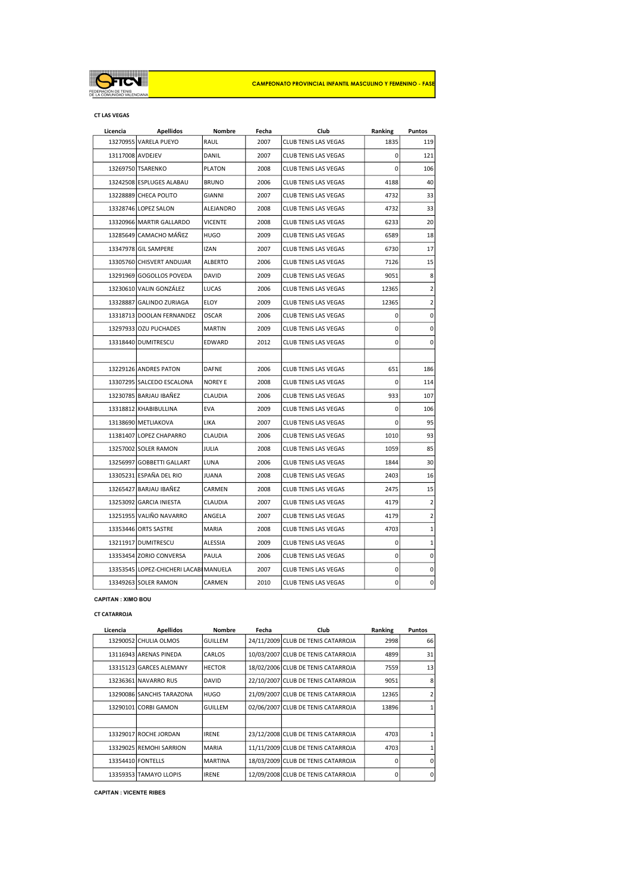FEDERACIÓN DE TENIS DE LA COMUNIDAD VALENCIANA

**CAMPEONATO PROVINCIAL INFANTIL MASCULINO Y FEMENINO - FASE**

**CT LAS VEGAS**

| Licencia | Apellidos | Nombre | Fecha | Club | Ranking | Puntos |
|---|---|---|---|---|---|---|
| 13270955 | VARELA PUEYO | RAUL | 2007 | CLUB TENIS LAS VEGAS | 1835 | 119 |
| 13117008 | AVDEJEV | DANIL | 2007 | CLUB TENIS LAS VEGAS | 0 | 121 |
| 13269750 | TSARENKO | PLATON | 2008 | CLUB TENIS LAS VEGAS | 0 | 106 |
| 13242508 | ESPLUGES ALABAU | BRUNO | 2006 | CLUB TENIS LAS VEGAS | 4188 | 40 |
| 13228889 | CHECA POLITO | GIANNI | 2007 | CLUB TENIS LAS VEGAS | 4732 | 33 |
| 13328746 | LOPEZ SALON | ALEJANDRO | 2008 | CLUB TENIS LAS VEGAS | 4732 | 33 |
| 13320966 | MARTIR GALLARDO | VICENTE | 2008 | CLUB TENIS LAS VEGAS | 6233 | 20 |
| 13285649 | CAMACHO MÁÑEZ | HUGO | 2009 | CLUB TENIS LAS VEGAS | 6589 | 18 |
| 13347978 | GIL SAMPERE | IZAN | 2007 | CLUB TENIS LAS VEGAS | 6730 | 17 |
| 13305760 | CHISVERT ANDUJAR | ALBERTO | 2006 | CLUB TENIS LAS VEGAS | 7126 | 15 |
| 13291969 | GOGOLLOS POVEDA | DAVID | 2009 | CLUB TENIS LAS VEGAS | 9051 | 8 |
| 13230610 | VALIN GONZÁLEZ | LUCAS | 2006 | CLUB TENIS LAS VEGAS | 12365 | 2 |
| 13328887 | GALINDO ZURIAGA | ELOY | 2009 | CLUB TENIS LAS VEGAS | 12365 | 2 |
| 13318713 | DOOLAN FERNANDEZ | OSCAR | 2006 | CLUB TENIS LAS VEGAS | 0 | 0 |
| 13297933 | OZU PUCHADES | MARTIN | 2009 | CLUB TENIS LAS VEGAS | 0 | 0 |
| 13318440 | DUMITRESCU | EDWARD | 2012 | CLUB TENIS LAS VEGAS | 0 | 0 |
| | | | | | | |
| 13229126 | ANDRES PATON | DAFNE | 2006 | CLUB TENIS LAS VEGAS | 651 | 186 |
| 13307295 | SALCEDO ESCALONA | NOREY E | 2008 | CLUB TENIS LAS VEGAS | 0 | 114 |
| 13230785 | BARJAU IBAÑEZ | CLAUDIA | 2006 | CLUB TENIS LAS VEGAS | 933 | 107 |
| 13318812 | KHABIBULLINA | EVA | 2009 | CLUB TENIS LAS VEGAS | 0 | 106 |
| 13138690 | METLIAKOVA | LIKA | 2007 | CLUB TENIS LAS VEGAS | 0 | 95 |
| 11381407 | LOPEZ CHAPARRO | CLAUDIA | 2006 | CLUB TENIS LAS VEGAS | 1010 | 93 |
| 13257002 | SOLER RAMON | JULIA | 2008 | CLUB TENIS LAS VEGAS | 1059 | 85 |
| 13256997 | GOBBETTI GALLART | LUNA | 2006 | CLUB TENIS LAS VEGAS | 1844 | 30 |
| 13305231 | ESPAÑA DEL RIO | JUANA | 2008 | CLUB TENIS LAS VEGAS | 2403 | 16 |
| 13265427 | BARJAU IBAÑEZ | CARMEN | 2008 | CLUB TENIS LAS VEGAS | 2475 | 15 |
| 13253092 | GARCIA INIESTA | CLAUDIA | 2007 | CLUB TENIS LAS VEGAS | 4179 | 2 |
| 13251955 | VALIÑO NAVARRO | ANGELA | 2007 | CLUB TENIS LAS VEGAS | 4179 | 2 |
| 13353446 | ORTS SASTRE | MARIA | 2008 | CLUB TENIS LAS VEGAS | 4703 | 1 |
| 13211917 | DUMITRESCU | ALESSIA | 2009 | CLUB TENIS LAS VEGAS | 0 | 1 |
| 13353454 | ZORIO CONVERSA | PAULA | 2006 | CLUB TENIS LAS VEGAS | 0 | 0 |
| 13353545 | LOPEZ-CHICHERI LACABI | MANUELA | 2007 | CLUB TENIS LAS VEGAS | 0 | 0 |
| 13349263 | SOLER RAMON | CARMEN | 2010 | CLUB TENIS LAS VEGAS | 0 | 0 |

**CAPITAN : XIMO BOU**

**CT CATARROJA**

| Licencia | Apellidos | Nombre | Fecha | Club | Ranking | Puntos |
|---|---|---|---|---|---|---|
| 13290052 | CHULIA OLMOS | GUILLEM | 24/11/2009 | CLUB DE TENIS CATARROJA | 2998 | 66 |
| 13116943 | ARENAS PINEDA | CARLOS | 10/03/2007 | CLUB DE TENIS CATARROJA | 4899 | 31 |
| 13315123 | GARCES ALEMANY | HECTOR | 18/02/2006 | CLUB DE TENIS CATARROJA | 7559 | 13 |
| 13236361 | NAVARRO RUS | DAVID | 22/10/2007 | CLUB DE TENIS CATARROJA | 9051 | 8 |
| 13290086 | SANCHIS TARAZONA | HUGO | 21/09/2007 | CLUB DE TENIS CATARROJA | 12365 | 2 |
| 13290101 | CORBI GAMON | GUILLEM | 02/06/2007 | CLUB DE TENIS CATARROJA | 13896 | 1 |
| | | | | | | |
| 13329017 | ROCHE JORDAN | IRENE | 23/12/2008 | CLUB DE TENIS CATARROJA | 4703 | 1 |
| 13329025 | REMOHI SARRION | MARIA | 11/11/2009 | CLUB DE TENIS CATARROJA | 4703 | 1 |
| 13354410 | FONTELLS | MARTINA | 18/03/2009 | CLUB DE TENIS CATARROJA | 0 | 0 |
| 13359353 | TAMAYO LLOPIS | IRENE | 12/09/2008 | CLUB DE TENIS CATARROJA | 0 | 0 |

**CAPITAN : VICENTE RIBES**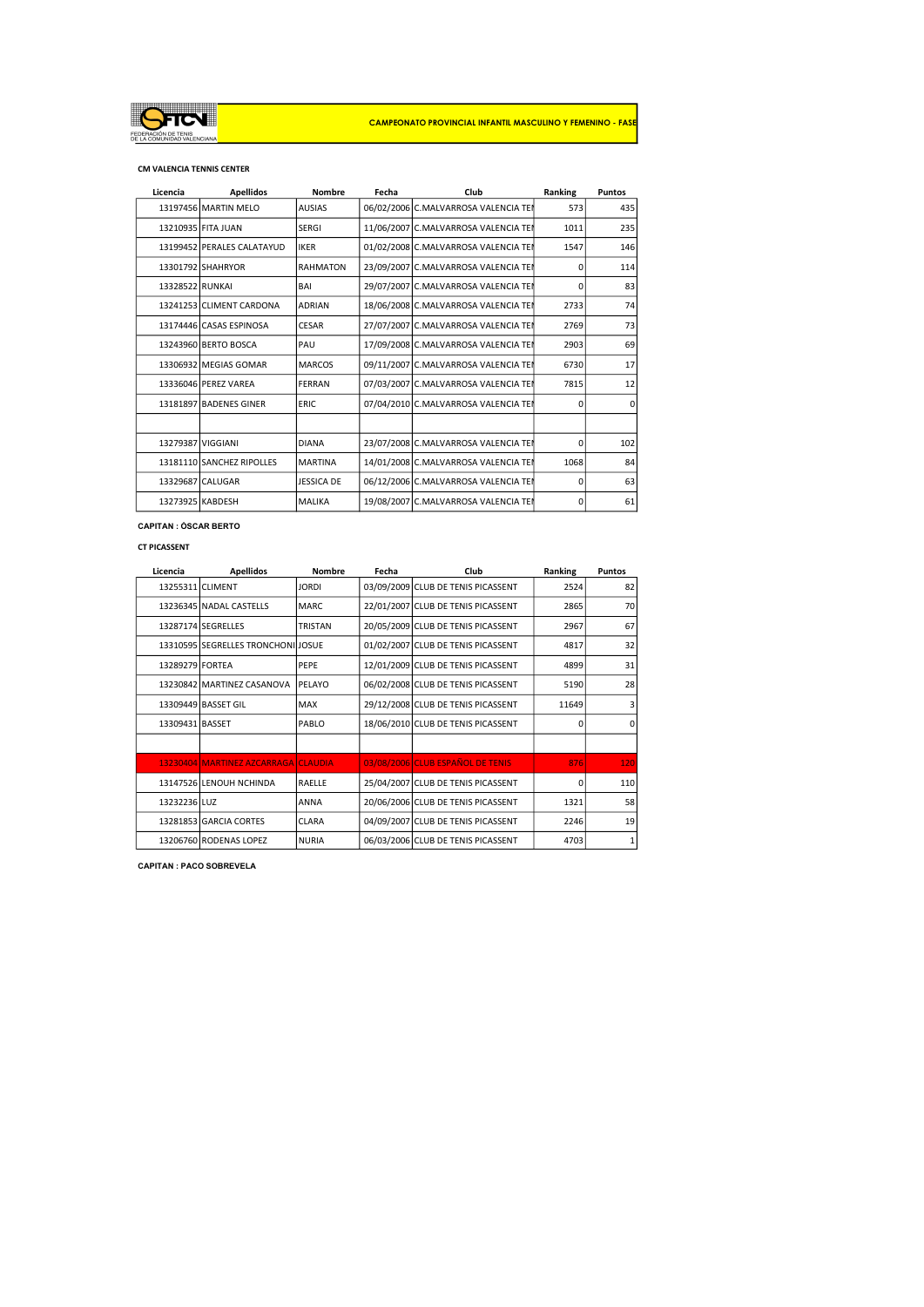FEDERACIÓN DE TENIS DE LA COMUNIDAD VALENCIANA

**CAMPEONATO PROVINCIAL INFANTIL MASCULINO Y FEMENINO - FASE**

**CM VALENCIA TENNIS CENTER**

| Licencia | Apellidos | Nombre | Fecha | Club | Ranking | Puntos |
|---|---|---|---|---|---|---|
| 13197456 | MARTIN MELO | AUSIAS | 06/02/2006 | C.MALVARROSA VALENCIA TEI | 573 | 435 |
| 13210935 | FITA JUAN | SERGI | 11/06/2007 | C.MALVARROSA VALENCIA TEI | 1011 | 235 |
| 13199452 | PERALES CALATAYUD | IKER | 01/02/2008 | C.MALVARROSA VALENCIA TEI | 1547 | 146 |
| 13301792 | SHAHRYOR | RAHMATON | 23/09/2007 | C.MALVARROSA VALENCIA TEI | 0 | 114 |
| 13328522 | RUNKAI | BAI | 29/07/2007 | C.MALVARROSA VALENCIA TEI | 0 | 83 |
| 13241253 | CLIMENT CARDONA | ADRIAN | 18/06/2008 | C.MALVARROSA VALENCIA TEI | 2733 | 74 |
| 13174446 | CASAS ESPINOSA | CESAR | 27/07/2007 | C.MALVARROSA VALENCIA TEI | 2769 | 73 |
| 13243960 | BERTO BOSCA | PAU | 17/09/2008 | C.MALVARROSA VALENCIA TEI | 2903 | 69 |
| 13306932 | MEGIAS GOMAR | MARCOS | 09/11/2007 | C.MALVARROSA VALENCIA TEI | 6730 | 17 |
| 13336046 | PEREZ VAREA | FERRAN | 07/03/2007 | C.MALVARROSA VALENCIA TEI | 7815 | 12 |
| 13181897 | BADENES GINER | ERIC | 07/04/2010 | C.MALVARROSA VALENCIA TEI | 0 | 0 |
| | | | | | | |
| 13279387 | VIGGIANI | DIANA | 23/07/2008 | C.MALVARROSA VALENCIA TEI | 0 | 102 |
| 13181110 | SANCHEZ RIPOLLES | MARTINA | 14/01/2008 | C.MALVARROSA VALENCIA TEI | 1068 | 84 |
| 13329687 | CALUGAR | JESSICA DE | 06/12/2006 | C.MALVARROSA VALENCIA TEI | 0 | 63 |
| 13273925 | KABDESH | MALIKA | 19/08/2007 | C.MALVARROSA VALENCIA TEI | 0 | 61 |

**CAPITAN : ÓSCAR BERTO**

**CT PICASSENT**

| Licencia | Apellidos | Nombre | Fecha | Club | Ranking | Puntos |
|---|---|---|---|---|---|---|
| 13255311 | CLIMENT | JORDI | 03/09/2009 | CLUB DE TENIS PICASSENT | 2524 | 82 |
| 13236345 | NADAL CASTELLS | MARC | 22/01/2007 | CLUB DE TENIS PICASSENT | 2865 | 70 |
| 13287174 | SEGRELLES | TRISTAN | 20/05/2009 | CLUB DE TENIS PICASSENT | 2967 | 67 |
| 13310595 | SEGRELLES TRONCHONI | JOSUE | 01/02/2007 | CLUB DE TENIS PICASSENT | 4817 | 32 |
| 13289279 | FORTEA | PEPE | 12/01/2009 | CLUB DE TENIS PICASSENT | 4899 | 31 |
| 13230842 | MARTINEZ CASANOVA | PELAYO | 06/02/2008 | CLUB DE TENIS PICASSENT | 5190 | 28 |
| 13309449 | BASSET GIL | MAX | 29/12/2008 | CLUB DE TENIS PICASSENT | 11649 | 3 |
| 13309431 | BASSET | PABLO | 18/06/2010 | CLUB DE TENIS PICASSENT | 0 | 0 |
| | | | | | | |
| 13230404 | MARTINEZ AZCARRAGA | CLAUDIA | 03/08/2006 | CLUB ESPAÑOL DE TENIS | 876 | 120 |
| 13147526 | LENOUH NCHINDA | RAELLE | 25/04/2007 | CLUB DE TENIS PICASSENT | 0 | 110 |
| 13232236 | LUZ | ANNA | 20/06/2006 | CLUB DE TENIS PICASSENT | 1321 | 58 |
| 13281853 | GARCIA CORTES | CLARA | 04/09/2007 | CLUB DE TENIS PICASSENT | 2246 | 19 |
| 13206760 | RODENAS LOPEZ | NURIA | 06/03/2006 | CLUB DE TENIS PICASSENT | 4703 | 1 |

**CAPITAN : PACO SOBREVELA**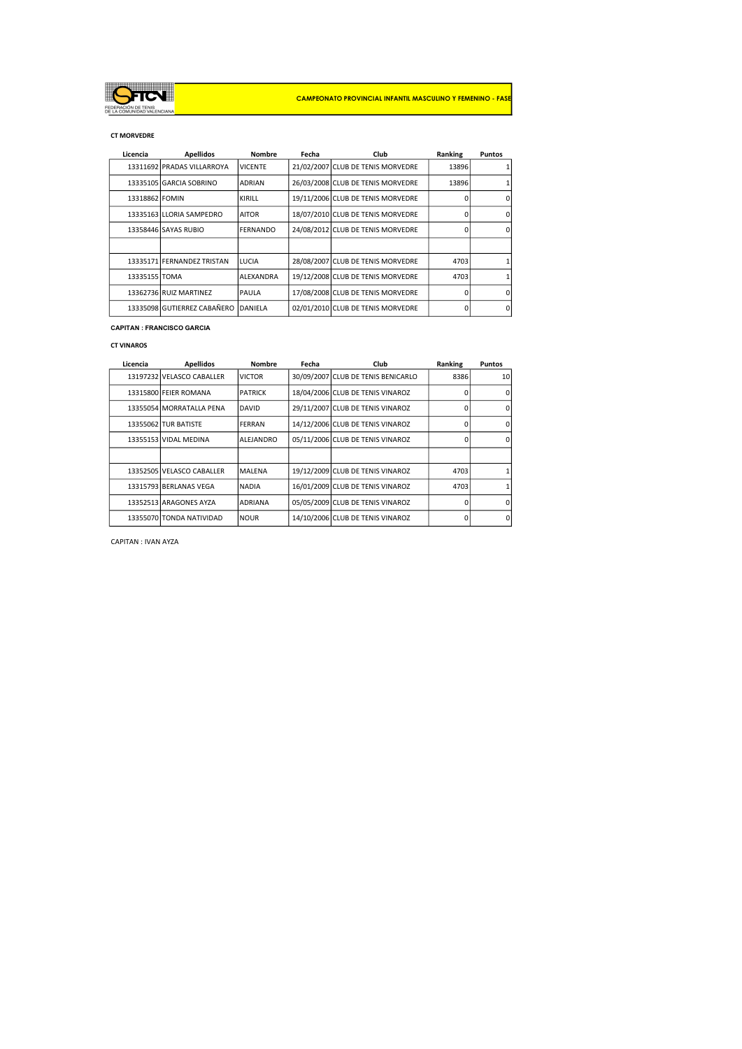FEDERACIÓN DE TENIS DE LA COMUNIDAD VALENCIANA

**CAMPEONATO PROVINCIAL INFANTIL MASCULINO Y FEMENINO - FASE**

**CT MORVEDRE**

| Licencia | Apellidos | Nombre | Fecha | Club | Ranking | Puntos |
|---|---|---|---|---|---|---|
| 13311692 | PRADAS VILLARROYA | VICENTE | 21/02/2007 | CLUB DE TENIS MORVEDRE | 13896 | 1 |
| 13335105 | GARCIA SOBRINO | ADRIAN | 26/03/2008 | CLUB DE TENIS MORVEDRE | 13896 | 1 |
| 13318862 | FOMIN | KIRILL | 19/11/2006 | CLUB DE TENIS MORVEDRE | 0 | 0 |
| 13335163 | LLORIA SAMPEDRO | AITOR | 18/07/2010 | CLUB DE TENIS MORVEDRE | 0 | 0 |
| 13358446 | SAYAS RUBIO | FERNANDO | 24/08/2012 | CLUB DE TENIS MORVEDRE | 0 | 0 |
| | | | | | | |
| 13335171 | FERNANDEZ TRISTAN | LUCIA | 28/08/2007 | CLUB DE TENIS MORVEDRE | 4703 | 1 |
| 13335155 | TOMA | ALEXANDRA | 19/12/2008 | CLUB DE TENIS MORVEDRE | 4703 | 1 |
| 13362736 | RUIZ MARTINEZ | PAULA | 17/08/2008 | CLUB DE TENIS MORVEDRE | 0 | 0 |
| 13335098 | GUTIERREZ CABAÑERO | DANIELA | 02/01/2010 | CLUB DE TENIS MORVEDRE | 0 | 0 |

**CAPITAN : FRANCISCO GARCIA**

**CT VINAROS**

| Licencia | Apellidos | Nombre | Fecha | Club | Ranking | Puntos |
|---|---|---|---|---|---|---|
| 13197232 | VELASCO CABALLER | VICTOR | 30/09/2007 | CLUB DE TENIS BENICARLO | 8386 | 10 |
| 13315800 | FEIER ROMANA | PATRICK | 18/04/2006 | CLUB DE TENIS VINAROZ | 0 | 0 |
| 13355054 | MORRATALLA PENA | DAVID | 29/11/2007 | CLUB DE TENIS VINAROZ | 0 | 0 |
| 13355062 | TUR BATISTE | FERRAN | 14/12/2006 | CLUB DE TENIS VINAROZ | 0 | 0 |
| 13355153 | VIDAL MEDINA | ALEJANDRO | 05/11/2006 | CLUB DE TENIS VINAROZ | 0 | 0 |
| | | | | | | |
| 13352505 | VELASCO CABALLER | MALENA | 19/12/2009 | CLUB DE TENIS VINAROZ | 4703 | 1 |
| 13315793 | BERLANAS VEGA | NADIA | 16/01/2009 | CLUB DE TENIS VINAROZ | 4703 | 1 |
| 13352513 | ARAGONES AYZA | ADRIANA | 05/05/2009 | CLUB DE TENIS VINAROZ | 0 | 0 |
| 13355070 | TONDA NATIVIDAD | NOUR | 14/10/2006 | CLUB DE TENIS VINAROZ | 0 | 0 |

CAPITAN : IVAN AYZA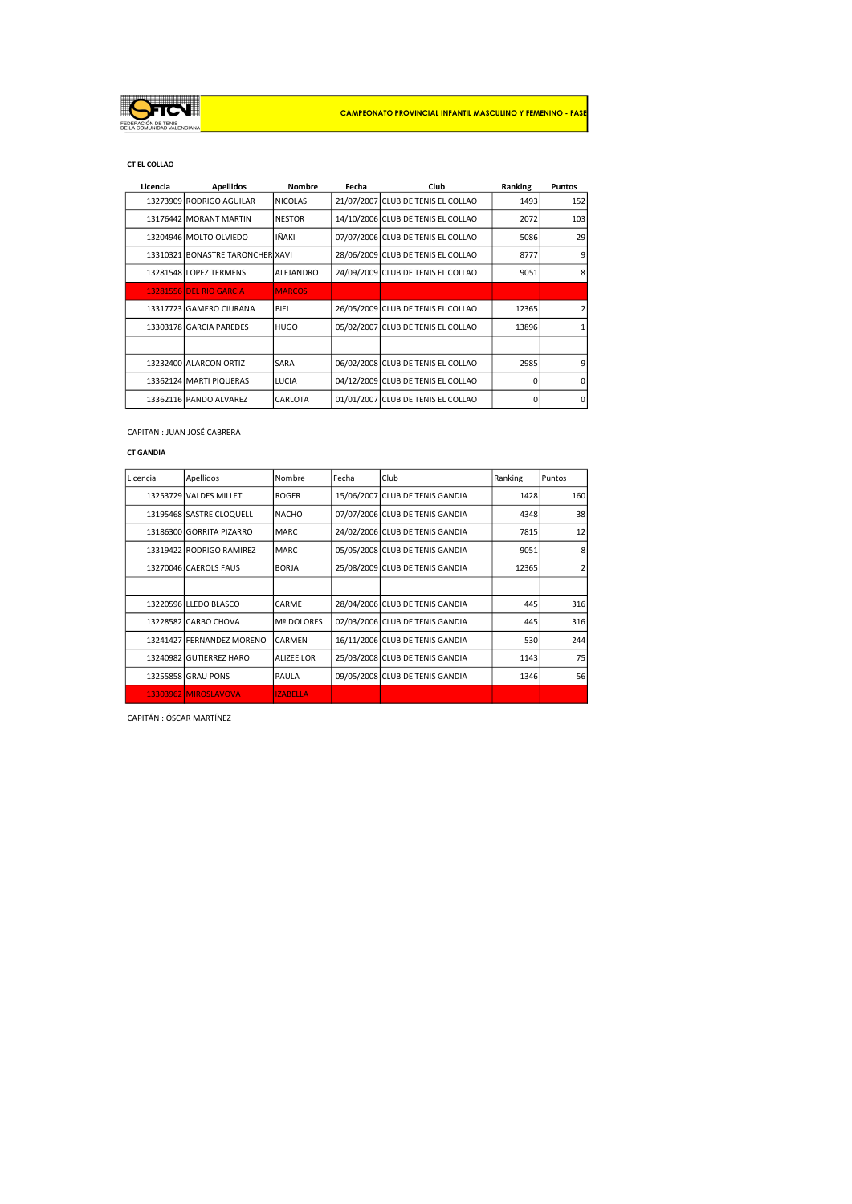FEDERACIÓN DE TENIS DE LA COMUNIDAD VALENCIANA

**CAMPEONATO PROVINCIAL INFANTIL MASCULINO Y FEMENINO - FASE**

**CT EL COLLAO**

| Licencia | Apellidos | Nombre | Fecha | Club | Ranking | Puntos |
|---|---|---|---|---|---|---|
| 13273909 | RODRIGO AGUILAR | NICOLAS | 21/07/2007 | CLUB DE TENIS EL COLLAO | 1493 | 152 |
| 13176442 | MORANT MARTIN | NESTOR | 14/10/2006 | CLUB DE TENIS EL COLLAO | 2072 | 103 |
| 13204946 | MOLTO OLVIEDO | IÑAKI | 07/07/2006 | CLUB DE TENIS EL COLLAO | 5086 | 29 |
| 13310321 | BONASTRE TARONCHER | XAVI | 28/06/2009 | CLUB DE TENIS EL COLLAO | 8777 | 9 |
| 13281548 | LOPEZ TERMENS | ALEJANDRO | 24/09/2009 | CLUB DE TENIS EL COLLAO | 9051 | 8 |
| 13281556 | DEL RIO GARCIA | MARCOS | | | | |
| 13317723 | GAMERO CIURANA | BIEL | 26/05/2009 | CLUB DE TENIS EL COLLAO | 12365 | 2 |
| 13303178 | GARCIA PAREDES | HUGO | 05/02/2007 | CLUB DE TENIS EL COLLAO | 13896 | 1 |
| | | | | | | |
| 13232400 | ALARCON ORTIZ | SARA | 06/02/2008 | CLUB DE TENIS EL COLLAO | 2985 | 9 |
| 13362124 | MARTI PIQUERAS | LUCIA | 04/12/2009 | CLUB DE TENIS EL COLLAO | 0 | 0 |
| 13362116 | PANDO ALVAREZ | CARLOTA | 01/01/2007 | CLUB DE TENIS EL COLLAO | 0 | 0 |

CAPITAN : JUAN JOSÉ CABRERA

**CT GANDIA**

| Licencia | Apellidos | Nombre | Fecha | Club | Ranking | Puntos |
|---|---|---|---|---|---|---|
| 13253729 | VALDES MILLET | ROGER | 15/06/2007 | CLUB DE TENIS GANDIA | 1428 | 160 |
| 13195468 | SASTRE CLOQUELL | NACHO | 07/07/2006 | CLUB DE TENIS GANDIA | 4348 | 38 |
| 13186300 | GORRITA PIZARRO | MARC | 24/02/2006 | CLUB DE TENIS GANDIA | 7815 | 12 |
| 13319422 | RODRIGO RAMIREZ | MARC | 05/05/2008 | CLUB DE TENIS GANDIA | 9051 | 8 |
| 13270046 | CAEROLS FAUS | BORJA | 25/08/2009 | CLUB DE TENIS GANDIA | 12365 | 2 |
| | | | | | | |
| 13220596 | LLEDO BLASCO | CARME | 28/04/2006 | CLUB DE TENIS GANDIA | 445 | 316 |
| 13228582 | CARBO CHOVA | Mª DOLORES | 02/03/2006 | CLUB DE TENIS GANDIA | 445 | 316 |
| 13241427 | FERNANDEZ MORENO | CARMEN | 16/11/2006 | CLUB DE TENIS GANDIA | 530 | 244 |
| 13240982 | GUTIERREZ HARO | ALIZEE LOR | 25/03/2008 | CLUB DE TENIS GANDIA | 1143 | 75 |
| 13255858 | GRAU PONS | PAULA | 09/05/2008 | CLUB DE TENIS GANDIA | 1346 | 56 |
| 13303962 | MIROSLAVOVA | IZABELLA | | | | |

CAPITÁN : ÓSCAR MARTÍNEZ